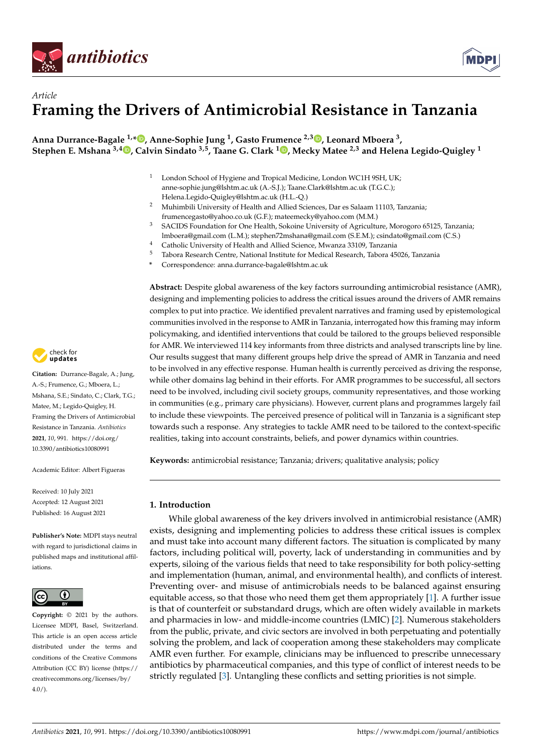*Article*

# Framing the Drivers of Antimicrobial Resistance in Tanzania

**Anna Durrance-Bagale [1,*], Anne-Sophie Jung [1], Gasto Frumence [2,3], Leonard Mboera [3], Stephen E. Mshana [3,4], Calvin Sindato [3,5], Taane G. Clark [1], Mecky Matee [2,3] and Helena Legido-Quigley [1]**

1 London School of Hygiene and Tropical Medicine, London WC1H 9SH, UK; anne-sophie.jung@lshtm.ac.uk (A.-S.J.); Taane.Clark@lshtm.ac.uk (T.G.C.); Helena.Legido-Quigley@lshtm.ac.uk (H.L.-Q.)
2 Muhimbili University of Health and Allied Sciences, Dar es Salaam 11103, Tanzania; frumencegasto@yahoo.co.uk (G.F.); mateemecky@yahoo.com (M.M.)
3 SACIDS Foundation for One Health, Sokoine University of Agriculture, Morogoro 65125, Tanzania; lmboera@gmail.com (L.M.); stephen72mshana@gmail.com (S.E.M.); csindato@gmail.com (C.S.)
4 Catholic University of Health and Allied Science, Mwanza 33109, Tanzania
5 Tabora Research Centre, National Institute for Medical Research, Tabora 45026, Tanzania
* Correspondence: anna.durrance-bagale@lshtm.ac.uk

**Abstract:** Despite global awareness of the key factors surrounding antimicrobial resistance (AMR), designing and implementing policies to address the critical issues around the drivers of AMR remains complex to put into practice. We identified prevalent narratives and framing used by epistemological communities involved in the response to AMR in Tanzania, interrogated how this framing may inform policymaking, and identified interventions that could be tailored to the groups believed responsible for AMR. We interviewed 114 key informants from three districts and analysed transcripts line by line. Our results suggest that many different groups help drive the spread of AMR in Tanzania and need to be involved in any effective response. Human health is currently perceived as driving the response, while other domains lag behind in their efforts. For AMR programmes to be successful, all sectors need to be involved, including civil society groups, community representatives, and those working in communities (e.g., primary care physicians). However, current plans and programmes largely fail to include these viewpoints. The perceived presence of political will in Tanzania is a significant step towards such a response. Any strategies to tackle AMR need to be tailored to the context-specific realities, taking into account constraints, beliefs, and power dynamics within countries.

**Keywords:** antimicrobial resistance; Tanzania; drivers; qualitative analysis; policy

**Citation:** Durrance-Bagale, A.; Jung, A.-S.; Frumence, G.; Mboera, L.; Mshana, S.E.; Sindato, C.; Clark, T.G.; Matee, M.; Legido-Quigley, H. Framing the Drivers of Antimicrobial Resistance in Tanzania. *Antibiotics* **2021**, *10*, 991. https://doi.org/10.3390/antibiotics10080991

Academic Editor: Albert Figueras

Received: 10 July 2021
Accepted: 12 August 2021
Published: 16 August 2021

**Publisher's Note:** MDPI stays neutral with regard to jurisdictional claims in published maps and institutional affiliations.

**Copyright:** © 2021 by the authors. Licensee MDPI, Basel, Switzerland. This article is an open access article distributed under the terms and conditions of the Creative Commons Attribution (CC BY) license (https://creativecommons.org/licenses/by/4.0/).

## 1. Introduction

While global awareness of the key drivers involved in antimicrobial resistance (AMR) exists, designing and implementing policies to address these critical issues is complex and must take into account many different factors. The situation is complicated by many factors, including political will, poverty, lack of understanding in communities and by experts, siloing of the various fields that need to take responsibility for both policy-setting and implementation (human, animal, and environmental health), and conflicts of interest. Preventing over- and misuse of antimicrobials needs to be balanced against ensuring equitable access, so that those who need them get them appropriately [1]. A further issue is that of counterfeit or substandard drugs, which are often widely available in markets and pharmacies in low- and middle-income countries (LMIC) [2]. Numerous stakeholders from the public, private, and civic sectors are involved in both perpetuating and potentially solving the problem, and lack of cooperation among these stakeholders may complicate AMR even further. For example, clinicians may be influenced to prescribe unnecessary antibiotics by pharmaceutical companies, and this type of conflict of interest needs to be strictly regulated [3]. Untangling these conflicts and setting priorities is not simple.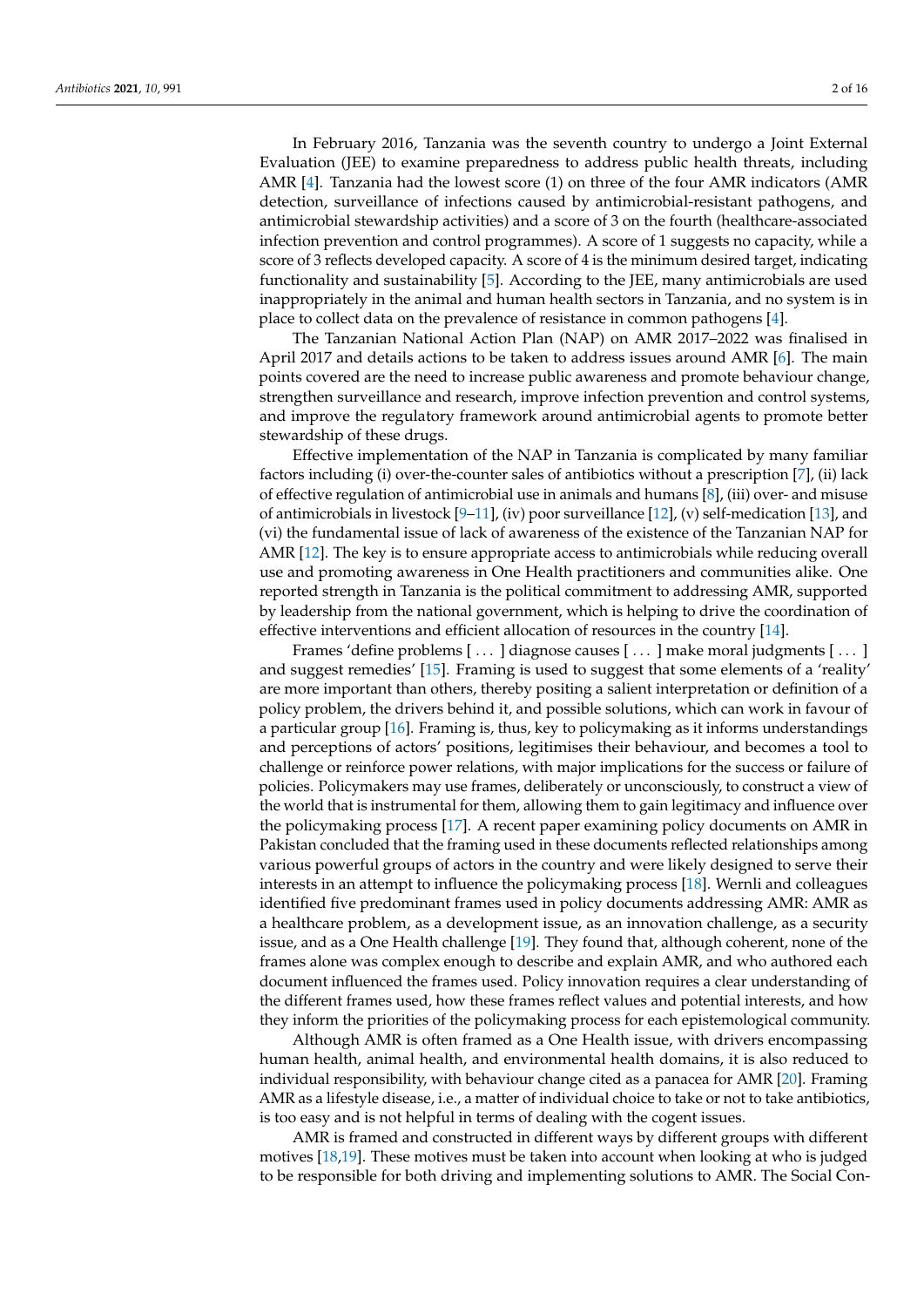In February 2016, Tanzania was the seventh country to undergo a Joint External Evaluation (JEE) to examine preparedness to address public health threats, including AMR [4]. Tanzania had the lowest score (1) on three of the four AMR indicators (AMR detection, surveillance of infections caused by antimicrobial-resistant pathogens, and antimicrobial stewardship activities) and a score of 3 on the fourth (healthcare-associated infection prevention and control programmes). A score of 1 suggests no capacity, while a score of 3 reflects developed capacity. A score of 4 is the minimum desired target, indicating functionality and sustainability [5]. According to the JEE, many antimicrobials are used inappropriately in the animal and human health sectors in Tanzania, and no system is in place to collect data on the prevalence of resistance in common pathogens [4].

The Tanzanian National Action Plan (NAP) on AMR 2017–2022 was finalised in April 2017 and details actions to be taken to address issues around AMR [6]. The main points covered are the need to increase public awareness and promote behaviour change, strengthen surveillance and research, improve infection prevention and control systems, and improve the regulatory framework around antimicrobial agents to promote better stewardship of these drugs.

Effective implementation of the NAP in Tanzania is complicated by many familiar factors including (i) over-the-counter sales of antibiotics without a prescription [7], (ii) lack of effective regulation of antimicrobial use in animals and humans [8], (iii) over- and misuse of antimicrobials in livestock [9–11], (iv) poor surveillance [12], (v) self-medication [13], and (vi) the fundamental issue of lack of awareness of the existence of the Tanzanian NAP for AMR [12]. The key is to ensure appropriate access to antimicrobials while reducing overall use and promoting awareness in One Health practitioners and communities alike. One reported strength in Tanzania is the political commitment to addressing AMR, supported by leadership from the national government, which is helping to drive the coordination of effective interventions and efficient allocation of resources in the country [14].

Frames 'define problems [ . . . ] diagnose causes [ . . . ] make moral judgments [ . . . ] and suggest remedies' [15]. Framing is used to suggest that some elements of a 'reality' are more important than others, thereby positing a salient interpretation or definition of a policy problem, the drivers behind it, and possible solutions, which can work in favour of a particular group [16]. Framing is, thus, key to policymaking as it informs understandings and perceptions of actors' positions, legitimises their behaviour, and becomes a tool to challenge or reinforce power relations, with major implications for the success or failure of policies. Policymakers may use frames, deliberately or unconsciously, to construct a view of the world that is instrumental for them, allowing them to gain legitimacy and influence over the policymaking process [17]. A recent paper examining policy documents on AMR in Pakistan concluded that the framing used in these documents reflected relationships among various powerful groups of actors in the country and were likely designed to serve their interests in an attempt to influence the policymaking process [18]. Wernli and colleagues identified five predominant frames used in policy documents addressing AMR: AMR as a healthcare problem, as a development issue, as an innovation challenge, as a security issue, and as a One Health challenge [19]. They found that, although coherent, none of the frames alone was complex enough to describe and explain AMR, and who authored each document influenced the frames used. Policy innovation requires a clear understanding of the different frames used, how these frames reflect values and potential interests, and how they inform the priorities of the policymaking process for each epistemological community.

Although AMR is often framed as a One Health issue, with drivers encompassing human health, animal health, and environmental health domains, it is also reduced to individual responsibility, with behaviour change cited as a panacea for AMR [20]. Framing AMR as a lifestyle disease, i.e., a matter of individual choice to take or not to take antibiotics, is too easy and is not helpful in terms of dealing with the cogent issues.

AMR is framed and constructed in different ways by different groups with different motives [18,19]. These motives must be taken into account when looking at who is judged to be responsible for both driving and implementing solutions to AMR. The Social Con-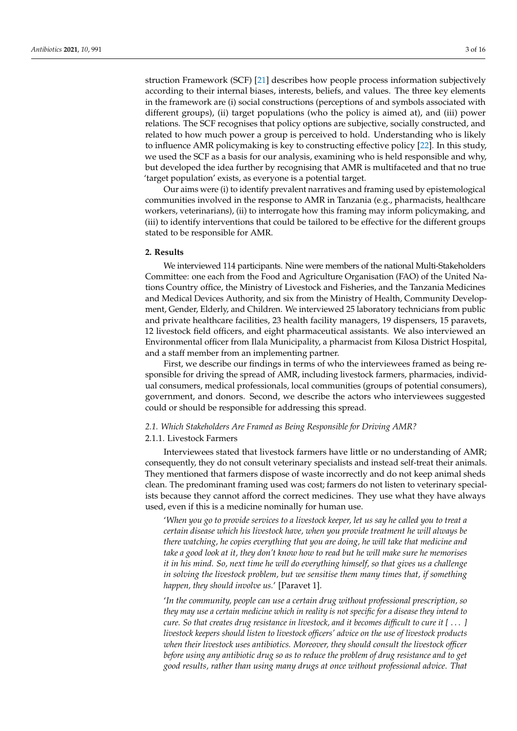struction Framework (SCF) [21] describes how people process information subjectively according to their internal biases, interests, beliefs, and values. The three key elements in the framework are (i) social constructions (perceptions of and symbols associated with different groups), (ii) target populations (who the policy is aimed at), and (iii) power relations. The SCF recognises that policy options are subjective, socially constructed, and related to how much power a group is perceived to hold. Understanding who is likely to influence AMR policymaking is key to constructing effective policy [22]. In this study, we used the SCF as a basis for our analysis, examining who is held responsible and why, but developed the idea further by recognising that AMR is multifaceted and that no true 'target population' exists, as everyone is a potential target.

Our aims were (i) to identify prevalent narratives and framing used by epistemological communities involved in the response to AMR in Tanzania (e.g., pharmacists, healthcare workers, veterinarians), (ii) to interrogate how this framing may inform policymaking, and (iii) to identify interventions that could be tailored to be effective for the different groups stated to be responsible for AMR.

## 2. Results

We interviewed 114 participants. Nine were members of the national Multi-Stakeholders Committee: one each from the Food and Agriculture Organisation (FAO) of the United Nations Country office, the Ministry of Livestock and Fisheries, and the Tanzania Medicines and Medical Devices Authority, and six from the Ministry of Health, Community Development, Gender, Elderly, and Children. We interviewed 25 laboratory technicians from public and private healthcare facilities, 23 health facility managers, 19 dispensers, 15 paravets, 12 livestock field officers, and eight pharmaceutical assistants. We also interviewed an Environmental officer from Ilala Municipality, a pharmacist from Kilosa District Hospital, and a staff member from an implementing partner.

First, we describe our findings in terms of who the interviewees framed as being responsible for driving the spread of AMR, including livestock farmers, pharmacies, individual consumers, medical professionals, local communities (groups of potential consumers), government, and donors. Second, we describe the actors who interviewees suggested could or should be responsible for addressing this spread.

### *2.1. Which Stakeholders Are Framed as Being Responsible for Driving AMR?*

#### 2.1.1. Livestock Farmers

Interviewees stated that livestock farmers have little or no understanding of AMR; consequently, they do not consult veterinary specialists and instead self-treat their animals. They mentioned that farmers dispose of waste incorrectly and do not keep animal sheds clean. The predominant framing used was cost; farmers do not listen to veterinary specialists because they cannot afford the correct medicines. They use what they have always used, even if this is a medicine nominally for human use.

> '*When you go to provide services to a livestock keeper, let us say he called you to treat a certain disease which his livestock have, when you provide treatment he will always be there watching, he copies everything that you are doing, he will take that medicine and take a good look at it, they don't know how to read but he will make sure he memorises it in his mind. So, next time he will do everything himself, so that gives us a challenge in solving the livestock problem, but we sensitise them many times that, if something happen, they should involve us.*' [Paravet 1].

> '*In the community, people can use a certain drug without professional prescription, so they may use a certain medicine which in reality is not specific for a disease they intend to cure. So that creates drug resistance in livestock, and it becomes difficult to cure it [ . . . ] livestock keepers should listen to livestock officers' advice on the use of livestock products when their livestock uses antibiotics. Moreover, they should consult the livestock officer before using any antibiotic drug so as to reduce the problem of drug resistance and to get good results, rather than using many drugs at once without professional advice. That*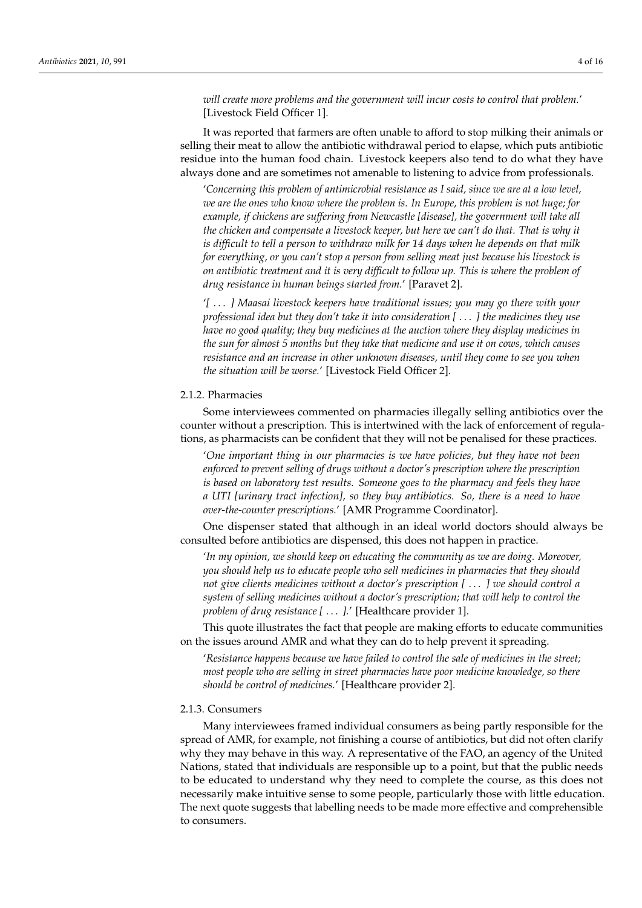*will create more problems and the government will incur costs to control that problem.*' [Livestock Field Officer 1].

It was reported that farmers are often unable to afford to stop milking their animals or selling their meat to allow the antibiotic withdrawal period to elapse, which puts antibiotic residue into the human food chain. Livestock keepers also tend to do what they have always done and are sometimes not amenable to listening to advice from professionals.

'*Concerning this problem of antimicrobial resistance as I said, since we are at a low level, we are the ones who know where the problem is. In Europe, this problem is not huge; for example, if chickens are suffering from Newcastle [disease], the government will take all the chicken and compensate a livestock keeper, but here we can't do that. That is why it is difficult to tell a person to withdraw milk for 14 days when he depends on that milk for everything, or you can't stop a person from selling meat just because his livestock is on antibiotic treatment and it is very difficult to follow up. This is where the problem of drug resistance in human beings started from.*' [Paravet 2].

'*[ ... ] Maasai livestock keepers have traditional issues; you may go there with your professional idea but they don't take it into consideration [ ... ] the medicines they use have no good quality; they buy medicines at the auction where they display medicines in the sun for almost 5 months but they take that medicine and use it on cows, which causes resistance and an increase in other unknown diseases, until they come to see you when the situation will be worse.*' [Livestock Field Officer 2].

#### 2.1.2. Pharmacies

Some interviewees commented on pharmacies illegally selling antibiotics over the counter without a prescription. This is intertwined with the lack of enforcement of regulations, as pharmacists can be confident that they will not be penalised for these practices.

'*One important thing in our pharmacies is we have policies, but they have not been enforced to prevent selling of drugs without a doctor's prescription where the prescription is based on laboratory test results. Someone goes to the pharmacy and feels they have a UTI [urinary tract infection], so they buy antibiotics. So, there is a need to have over-the-counter prescriptions.*' [AMR Programme Coordinator].

One dispenser stated that although in an ideal world doctors should always be consulted before antibiotics are dispensed, this does not happen in practice.

'*In my opinion, we should keep on educating the community as we are doing. Moreover, you should help us to educate people who sell medicines in pharmacies that they should not give clients medicines without a doctor's prescription [ ... ] we should control a system of selling medicines without a doctor's prescription; that will help to control the problem of drug resistance [ ... ].*' [Healthcare provider 1].

This quote illustrates the fact that people are making efforts to educate communities on the issues around AMR and what they can do to help prevent it spreading.

'*Resistance happens because we have failed to control the sale of medicines in the street; most people who are selling in street pharmacies have poor medicine knowledge, so there should be control of medicines.*' [Healthcare provider 2].

#### 2.1.3. Consumers

Many interviewees framed individual consumers as being partly responsible for the spread of AMR, for example, not finishing a course of antibiotics, but did not often clarify why they may behave in this way. A representative of the FAO, an agency of the United Nations, stated that individuals are responsible up to a point, but that the public needs to be educated to understand why they need to complete the course, as this does not necessarily make intuitive sense to some people, particularly those with little education. The next quote suggests that labelling needs to be made more effective and comprehensible to consumers.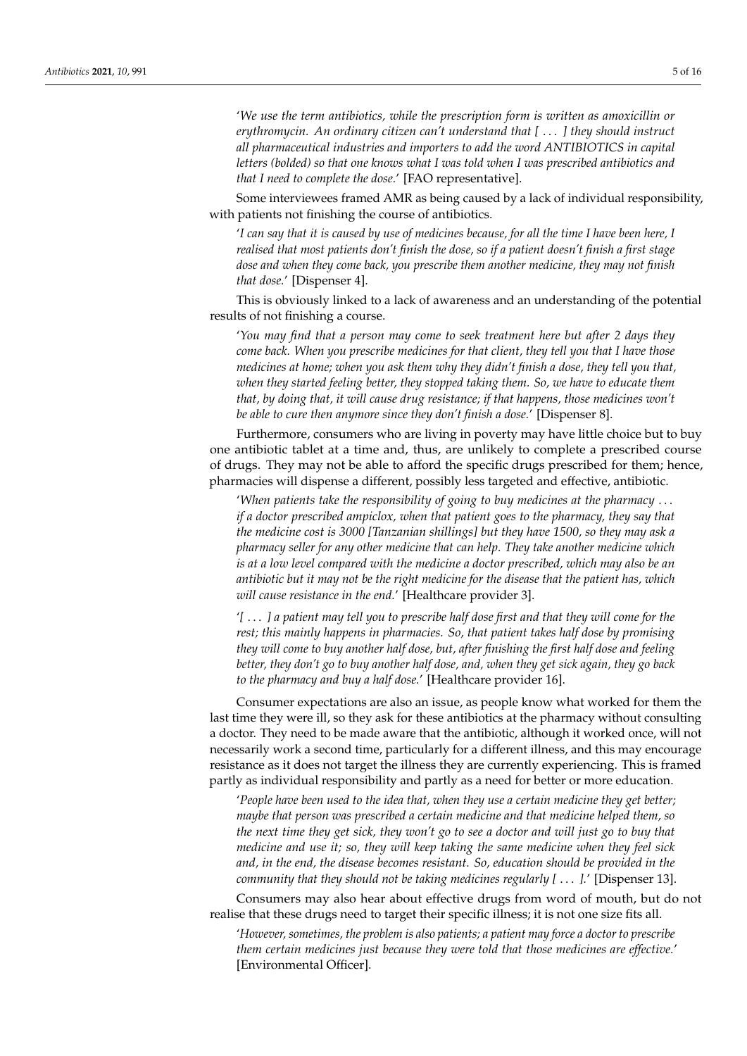'*We use the term antibiotics, while the prescription form is written as amoxicillin or erythromycin. An ordinary citizen can't understand that [ ... ] they should instruct all pharmaceutical industries and importers to add the word ANTIBIOTICS in capital letters (bolded) so that one knows what I was told when I was prescribed antibiotics and that I need to complete the dose.*' [FAO representative].

Some interviewees framed AMR as being caused by a lack of individual responsibility, with patients not finishing the course of antibiotics.

'*I can say that it is caused by use of medicines because, for all the time I have been here, I realised that most patients don't finish the dose, so if a patient doesn't finish a first stage dose and when they come back, you prescribe them another medicine, they may not finish that dose.*' [Dispenser 4].

This is obviously linked to a lack of awareness and an understanding of the potential results of not finishing a course.

'*You may find that a person may come to seek treatment here but after 2 days they come back. When you prescribe medicines for that client, they tell you that I have those medicines at home; when you ask them why they didn't finish a dose, they tell you that, when they started feeling better, they stopped taking them. So, we have to educate them that, by doing that, it will cause drug resistance; if that happens, those medicines won't be able to cure then anymore since they don't finish a dose.*' [Dispenser 8].

Furthermore, consumers who are living in poverty may have little choice but to buy one antibiotic tablet at a time and, thus, are unlikely to complete a prescribed course of drugs. They may not be able to afford the specific drugs prescribed for them; hence, pharmacies will dispense a different, possibly less targeted and effective, antibiotic.

'*When patients take the responsibility of going to buy medicines at the pharmacy ... if a doctor prescribed ampiclox, when that patient goes to the pharmacy, they say that the medicine cost is 3000 [Tanzanian shillings] but they have 1500, so they may ask a pharmacy seller for any other medicine that can help. They take another medicine which is at a low level compared with the medicine a doctor prescribed, which may also be an antibiotic but it may not be the right medicine for the disease that the patient has, which will cause resistance in the end.*' [Healthcare provider 3].

'*[ ... ] a patient may tell you to prescribe half dose first and that they will come for the rest; this mainly happens in pharmacies. So, that patient takes half dose by promising they will come to buy another half dose, but, after finishing the first half dose and feeling better, they don't go to buy another half dose, and, when they get sick again, they go back to the pharmacy and buy a half dose.*' [Healthcare provider 16].

Consumer expectations are also an issue, as people know what worked for them the last time they were ill, so they ask for these antibiotics at the pharmacy without consulting a doctor. They need to be made aware that the antibiotic, although it worked once, will not necessarily work a second time, particularly for a different illness, and this may encourage resistance as it does not target the illness they are currently experiencing. This is framed partly as individual responsibility and partly as a need for better or more education.

'*People have been used to the idea that, when they use a certain medicine they get better; maybe that person was prescribed a certain medicine and that medicine helped them, so the next time they get sick, they won't go to see a doctor and will just go to buy that medicine and use it; so, they will keep taking the same medicine when they feel sick and, in the end, the disease becomes resistant. So, education should be provided in the community that they should not be taking medicines regularly [ ... ].*' [Dispenser 13].

Consumers may also hear about effective drugs from word of mouth, but do not realise that these drugs need to target their specific illness; it is not one size fits all.

'*However, sometimes, the problem is also patients; a patient may force a doctor to prescribe them certain medicines just because they were told that those medicines are effective.*' [Environmental Officer].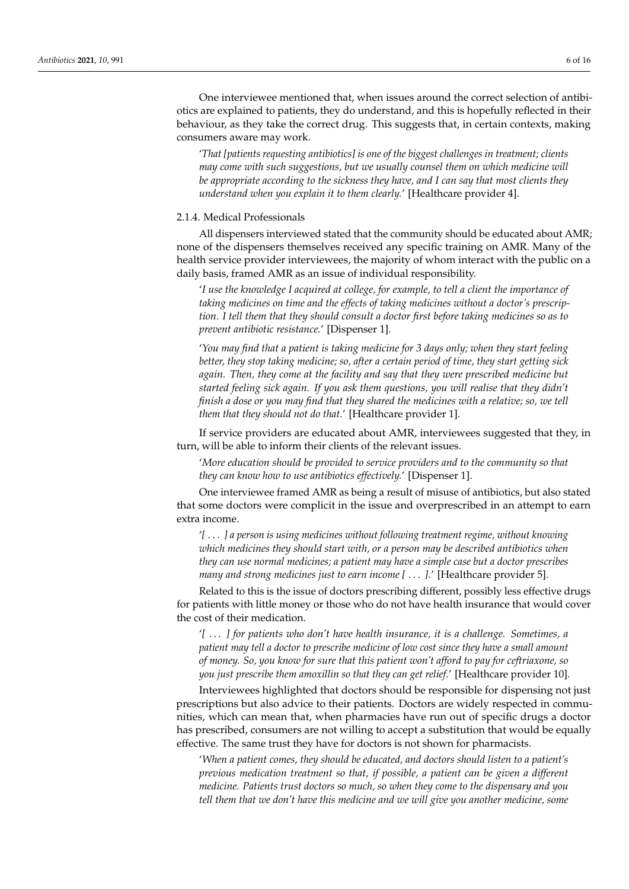One interviewee mentioned that, when issues around the correct selection of antibiotics are explained to patients, they do understand, and this is hopefully reflected in their behaviour, as they take the correct drug. This suggests that, in certain contexts, making consumers aware may work.

'*That [patients requesting antibiotics] is one of the biggest challenges in treatment; clients may come with such suggestions, but we usually counsel them on which medicine will be appropriate according to the sickness they have, and I can say that most clients they understand when you explain it to them clearly.*' [Healthcare provider 4].

### 2.1.4. Medical Professionals

All dispensers interviewed stated that the community should be educated about AMR; none of the dispensers themselves received any specific training on AMR. Many of the health service provider interviewees, the majority of whom interact with the public on a daily basis, framed AMR as an issue of individual responsibility.

'*I use the knowledge I acquired at college, for example, to tell a client the importance of taking medicines on time and the effects of taking medicines without a doctor's prescription. I tell them that they should consult a doctor first before taking medicines so as to prevent antibiotic resistance.*' [Dispenser 1].

'*You may find that a patient is taking medicine for 3 days only; when they start feeling better, they stop taking medicine; so, after a certain period of time, they start getting sick again. Then, they come at the facility and say that they were prescribed medicine but started feeling sick again. If you ask them questions, you will realise that they didn't finish a dose or you may find that they shared the medicines with a relative; so, we tell them that they should not do that.*' [Healthcare provider 1].

If service providers are educated about AMR, interviewees suggested that they, in turn, will be able to inform their clients of the relevant issues.

'*More education should be provided to service providers and to the community so that they can know how to use antibiotics effectively.*' [Dispenser 1].

One interviewee framed AMR as being a result of misuse of antibiotics, but also stated that some doctors were complicit in the issue and overprescribed in an attempt to earn extra income.

'*[ ... ] a person is using medicines without following treatment regime, without knowing which medicines they should start with, or a person may be described antibiotics when they can use normal medicines; a patient may have a simple case but a doctor prescribes many and strong medicines just to earn income [ ... ].*' [Healthcare provider 5].

Related to this is the issue of doctors prescribing different, possibly less effective drugs for patients with little money or those who do not have health insurance that would cover the cost of their medication.

'*[ ... ] for patients who don't have health insurance, it is a challenge. Sometimes, a patient may tell a doctor to prescribe medicine of low cost since they have a small amount of money. So, you know for sure that this patient won't afford to pay for ceftriaxone, so you just prescribe them amoxillin so that they can get relief.*' [Healthcare provider 10].

Interviewees highlighted that doctors should be responsible for dispensing not just prescriptions but also advice to their patients. Doctors are widely respected in communities, which can mean that, when pharmacies have run out of specific drugs a doctor has prescribed, consumers are not willing to accept a substitution that would be equally effective. The same trust they have for doctors is not shown for pharmacists.

'*When a patient comes, they should be educated, and doctors should listen to a patient's previous medication treatment so that, if possible, a patient can be given a different medicine. Patients trust doctors so much, so when they come to the dispensary and you tell them that we don't have this medicine and we will give you another medicine, some*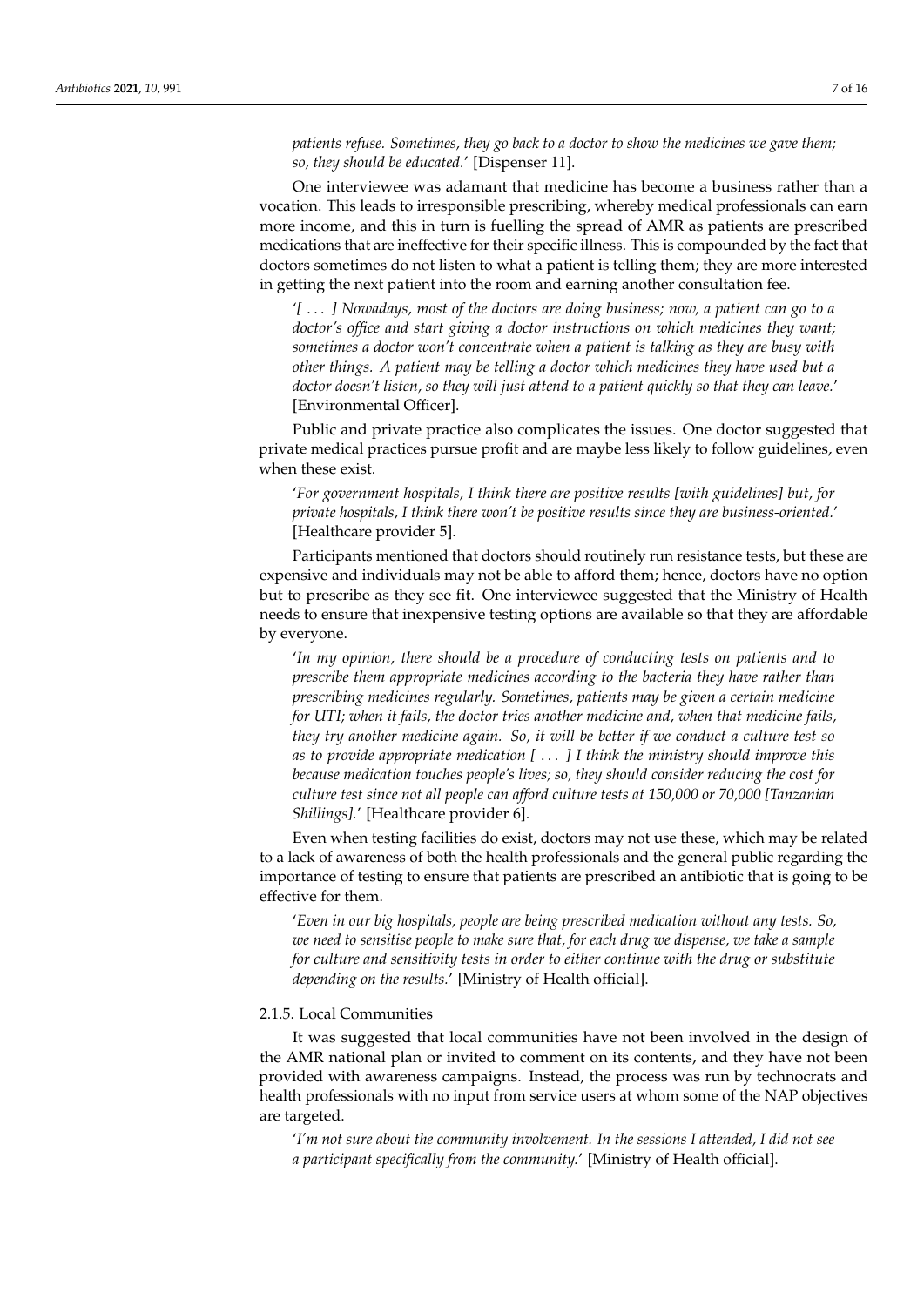*patients refuse. Sometimes, they go back to a doctor to show the medicines we gave them; so, they should be educated.*' [Dispenser 11].

One interviewee was adamant that medicine has become a business rather than a vocation. This leads to irresponsible prescribing, whereby medical professionals can earn more income, and this in turn is fuelling the spread of AMR as patients are prescribed medications that are ineffective for their specific illness. This is compounded by the fact that doctors sometimes do not listen to what a patient is telling them; they are more interested in getting the next patient into the room and earning another consultation fee.

> '*[ . . . ] Nowadays, most of the doctors are doing business; now, a patient can go to a doctor's office and start giving a doctor instructions on which medicines they want; sometimes a doctor won't concentrate when a patient is talking as they are busy with other things. A patient may be telling a doctor which medicines they have used but a doctor doesn't listen, so they will just attend to a patient quickly so that they can leave.*' [Environmental Officer].

Public and private practice also complicates the issues. One doctor suggested that private medical practices pursue profit and are maybe less likely to follow guidelines, even when these exist.

> '*For government hospitals, I think there are positive results [with guidelines] but, for private hospitals, I think there won't be positive results since they are business-oriented.*' [Healthcare provider 5].

Participants mentioned that doctors should routinely run resistance tests, but these are expensive and individuals may not be able to afford them; hence, doctors have no option but to prescribe as they see fit. One interviewee suggested that the Ministry of Health needs to ensure that inexpensive testing options are available so that they are affordable by everyone.

> '*In my opinion, there should be a procedure of conducting tests on patients and to prescribe them appropriate medicines according to the bacteria they have rather than prescribing medicines regularly. Sometimes, patients may be given a certain medicine for UTI; when it fails, the doctor tries another medicine and, when that medicine fails, they try another medicine again. So, it will be better if we conduct a culture test so as to provide appropriate medication [ . . . ] I think the ministry should improve this because medication touches people's lives; so, they should consider reducing the cost for culture test since not all people can afford culture tests at 150,000 or 70,000 [Tanzanian Shillings].*' [Healthcare provider 6].

Even when testing facilities do exist, doctors may not use these, which may be related to a lack of awareness of both the health professionals and the general public regarding the importance of testing to ensure that patients are prescribed an antibiotic that is going to be effective for them.

> '*Even in our big hospitals, people are being prescribed medication without any tests. So, we need to sensitise people to make sure that, for each drug we dispense, we take a sample for culture and sensitivity tests in order to either continue with the drug or substitute depending on the results.*' [Ministry of Health official].

#### 2.1.5. Local Communities

It was suggested that local communities have not been involved in the design of the AMR national plan or invited to comment on its contents, and they have not been provided with awareness campaigns. Instead, the process was run by technocrats and health professionals with no input from service users at whom some of the NAP objectives are targeted.

> '*I'm not sure about the community involvement. In the sessions I attended, I did not see a participant specifically from the community.*' [Ministry of Health official].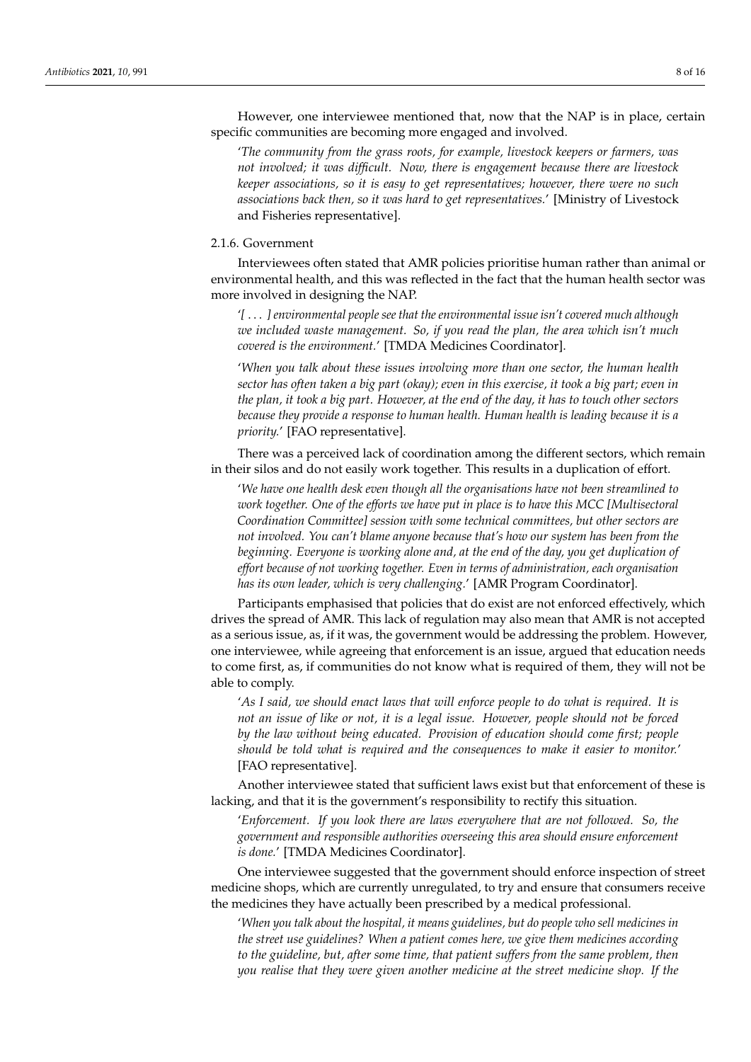However, one interviewee mentioned that, now that the NAP is in place, certain specific communities are becoming more engaged and involved.

'*The community from the grass roots, for example, livestock keepers or farmers, was not involved; it was difficult. Now, there is engagement because there are livestock keeper associations, so it is easy to get representatives; however, there were no such associations back then, so it was hard to get representatives.*' [Ministry of Livestock and Fisheries representative].

#### 2.1.6. Government

Interviewees often stated that AMR policies prioritise human rather than animal or environmental health, and this was reflected in the fact that the human health sector was more involved in designing the NAP.

'*[ . . . ] environmental people see that the environmental issue isn't covered much although we included waste management. So, if you read the plan, the area which isn't much covered is the environment.*' [TMDA Medicines Coordinator].

'*When you talk about these issues involving more than one sector, the human health sector has often taken a big part (okay); even in this exercise, it took a big part; even in the plan, it took a big part. However, at the end of the day, it has to touch other sectors because they provide a response to human health. Human health is leading because it is a priority.*' [FAO representative].

There was a perceived lack of coordination among the different sectors, which remain in their silos and do not easily work together. This results in a duplication of effort.

'*We have one health desk even though all the organisations have not been streamlined to work together. One of the efforts we have put in place is to have this MCC [Multisectoral Coordination Committee] session with some technical committees, but other sectors are not involved. You can't blame anyone because that's how our system has been from the beginning. Everyone is working alone and, at the end of the day, you get duplication of effort because of not working together. Even in terms of administration, each organisation has its own leader, which is very challenging.*' [AMR Program Coordinator].

Participants emphasised that policies that do exist are not enforced effectively, which drives the spread of AMR. This lack of regulation may also mean that AMR is not accepted as a serious issue, as, if it was, the government would be addressing the problem. However, one interviewee, while agreeing that enforcement is an issue, argued that education needs to come first, as, if communities do not know what is required of them, they will not be able to comply.

'*As I said, we should enact laws that will enforce people to do what is required. It is not an issue of like or not, it is a legal issue. However, people should not be forced by the law without being educated. Provision of education should come first; people should be told what is required and the consequences to make it easier to monitor.*' [FAO representative].

Another interviewee stated that sufficient laws exist but that enforcement of these is lacking, and that it is the government's responsibility to rectify this situation.

'*Enforcement. If you look there are laws everywhere that are not followed. So, the government and responsible authorities overseeing this area should ensure enforcement is done.*' [TMDA Medicines Coordinator].

One interviewee suggested that the government should enforce inspection of street medicine shops, which are currently unregulated, to try and ensure that consumers receive the medicines they have actually been prescribed by a medical professional.

'*When you talk about the hospital, it means guidelines, but do people who sell medicines in the street use guidelines? When a patient comes here, we give them medicines according to the guideline, but, after some time, that patient suffers from the same problem, then you realise that they were given another medicine at the street medicine shop. If the*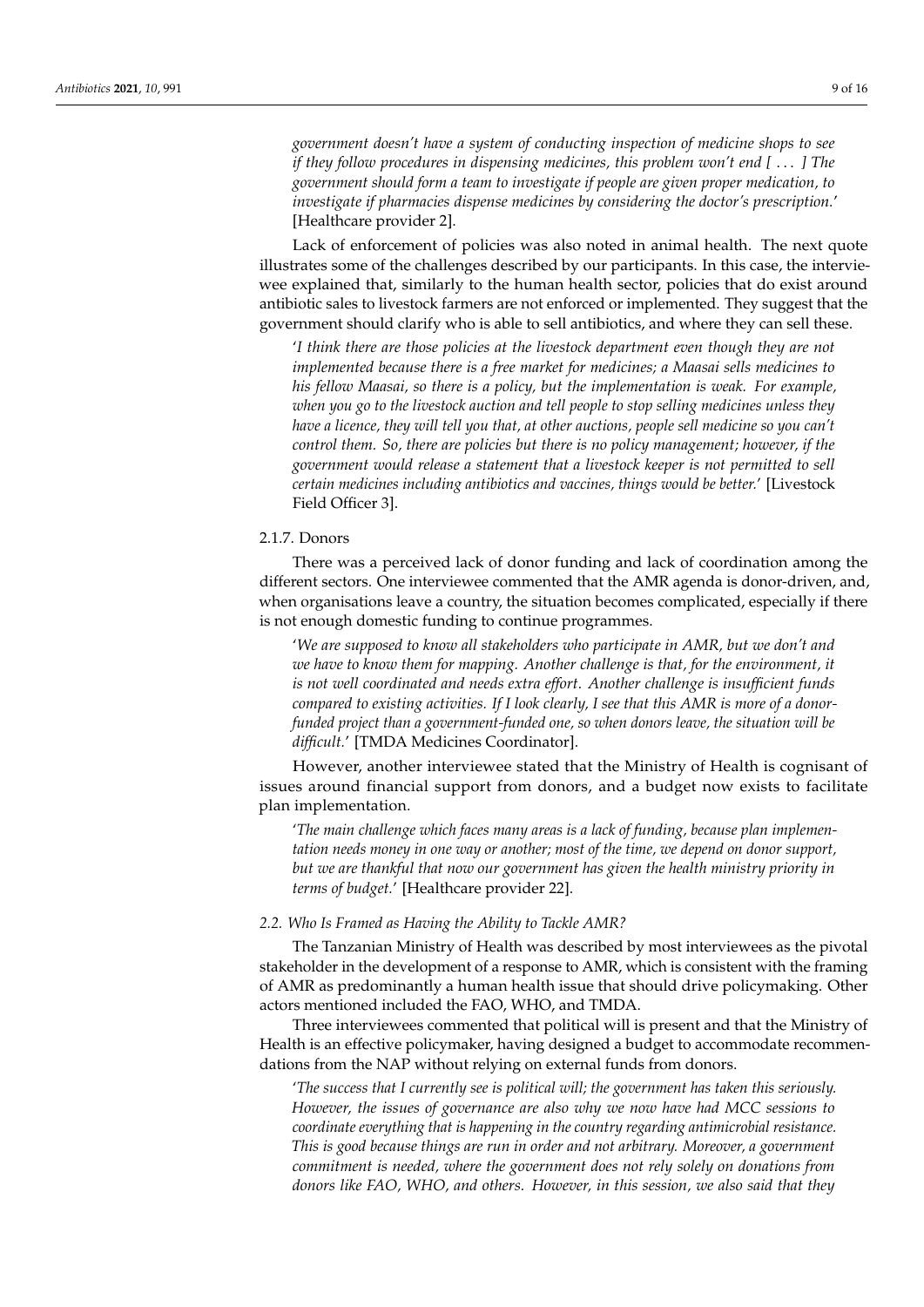*government doesn't have a system of conducting inspection of medicine shops to see if they follow procedures in dispensing medicines, this problem won't end [ . . . ] The government should form a team to investigate if people are given proper medication, to investigate if pharmacies dispense medicines by considering the doctor's prescription.*' [Healthcare provider 2].

Lack of enforcement of policies was also noted in animal health. The next quote illustrates some of the challenges described by our participants. In this case, the interviewee explained that, similarly to the human health sector, policies that do exist around antibiotic sales to livestock farmers are not enforced or implemented. They suggest that the government should clarify who is able to sell antibiotics, and where they can sell these.

'*I think there are those policies at the livestock department even though they are not implemented because there is a free market for medicines; a Maasai sells medicines to his fellow Maasai, so there is a policy, but the implementation is weak. For example, when you go to the livestock auction and tell people to stop selling medicines unless they have a licence, they will tell you that, at other auctions, people sell medicine so you can't control them. So, there are policies but there is no policy management; however, if the government would release a statement that a livestock keeper is not permitted to sell certain medicines including antibiotics and vaccines, things would be better.*' [Livestock Field Officer 3].

#### 2.1.7. Donors

There was a perceived lack of donor funding and lack of coordination among the different sectors. One interviewee commented that the AMR agenda is donor-driven, and, when organisations leave a country, the situation becomes complicated, especially if there is not enough domestic funding to continue programmes.

'*We are supposed to know all stakeholders who participate in AMR, but we don't and we have to know them for mapping. Another challenge is that, for the environment, it is not well coordinated and needs extra effort. Another challenge is insufficient funds compared to existing activities. If I look clearly, I see that this AMR is more of a donor-funded project than a government-funded one, so when donors leave, the situation will be difficult.*' [TMDA Medicines Coordinator].

However, another interviewee stated that the Ministry of Health is cognisant of issues around financial support from donors, and a budget now exists to facilitate plan implementation.

'*The main challenge which faces many areas is a lack of funding, because plan implementation needs money in one way or another; most of the time, we depend on donor support, but we are thankful that now our government has given the health ministry priority in terms of budget.*' [Healthcare provider 22].

### *2.2. Who Is Framed as Having the Ability to Tackle AMR?*

The Tanzanian Ministry of Health was described by most interviewees as the pivotal stakeholder in the development of a response to AMR, which is consistent with the framing of AMR as predominantly a human health issue that should drive policymaking. Other actors mentioned included the FAO, WHO, and TMDA.

Three interviewees commented that political will is present and that the Ministry of Health is an effective policymaker, having designed a budget to accommodate recommendations from the NAP without relying on external funds from donors.

'*The success that I currently see is political will; the government has taken this seriously. However, the issues of governance are also why we now have had MCC sessions to coordinate everything that is happening in the country regarding antimicrobial resistance. This is good because things are run in order and not arbitrary. Moreover, a government commitment is needed, where the government does not rely solely on donations from donors like FAO, WHO, and others. However, in this session, we also said that they*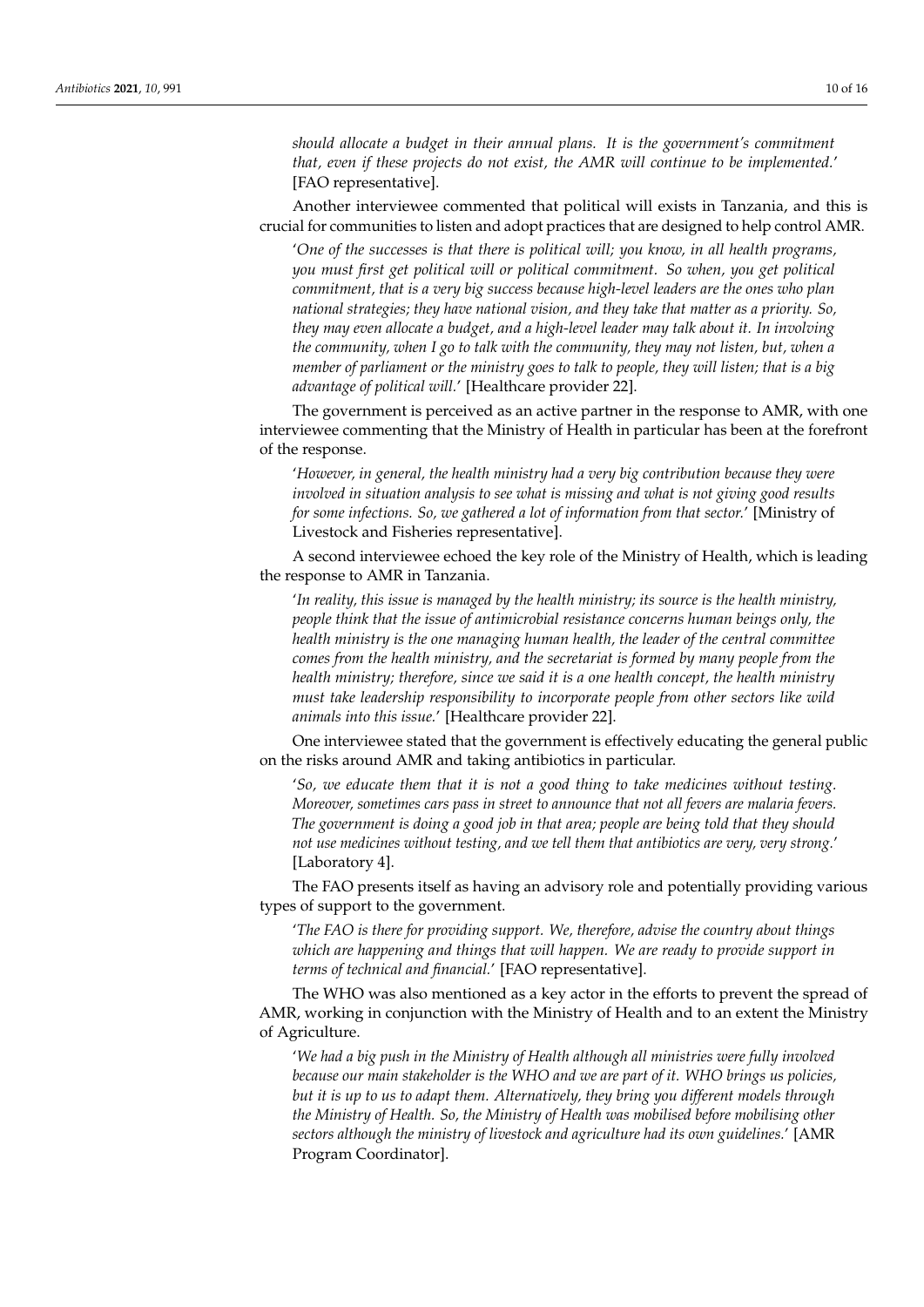*should allocate a budget in their annual plans. It is the government's commitment that, even if these projects do not exist, the AMR will continue to be implemented.*' [FAO representative].

Another interviewee commented that political will exists in Tanzania, and this is crucial for communities to listen and adopt practices that are designed to help control AMR.

> '*One of the successes is that there is political will; you know, in all health programs, you must first get political will or political commitment. So when, you get political commitment, that is a very big success because high-level leaders are the ones who plan national strategies; they have national vision, and they take that matter as a priority. So, they may even allocate a budget, and a high-level leader may talk about it. In involving the community, when I go to talk with the community, they may not listen, but, when a member of parliament or the ministry goes to talk to people, they will listen; that is a big advantage of political will.*' [Healthcare provider 22].

The government is perceived as an active partner in the response to AMR, with one interviewee commenting that the Ministry of Health in particular has been at the forefront of the response.

> '*However, in general, the health ministry had a very big contribution because they were involved in situation analysis to see what is missing and what is not giving good results for some infections. So, we gathered a lot of information from that sector.*' [Ministry of Livestock and Fisheries representative].

A second interviewee echoed the key role of the Ministry of Health, which is leading the response to AMR in Tanzania.

> '*In reality, this issue is managed by the health ministry; its source is the health ministry, people think that the issue of antimicrobial resistance concerns human beings only, the health ministry is the one managing human health, the leader of the central committee comes from the health ministry, and the secretariat is formed by many people from the health ministry; therefore, since we said it is a one health concept, the health ministry must take leadership responsibility to incorporate people from other sectors like wild animals into this issue.*' [Healthcare provider 22].

One interviewee stated that the government is effectively educating the general public on the risks around AMR and taking antibiotics in particular.

> '*So, we educate them that it is not a good thing to take medicines without testing. Moreover, sometimes cars pass in street to announce that not all fevers are malaria fevers. The government is doing a good job in that area; people are being told that they should not use medicines without testing, and we tell them that antibiotics are very, very strong.*' [Laboratory 4].

The FAO presents itself as having an advisory role and potentially providing various types of support to the government.

> '*The FAO is there for providing support. We, therefore, advise the country about things which are happening and things that will happen. We are ready to provide support in terms of technical and financial.*' [FAO representative].

The WHO was also mentioned as a key actor in the efforts to prevent the spread of AMR, working in conjunction with the Ministry of Health and to an extent the Ministry of Agriculture.

> '*We had a big push in the Ministry of Health although all ministries were fully involved because our main stakeholder is the WHO and we are part of it. WHO brings us policies, but it is up to us to adapt them. Alternatively, they bring you different models through the Ministry of Health. So, the Ministry of Health was mobilised before mobilising other sectors although the ministry of livestock and agriculture had its own guidelines.*' [AMR Program Coordinator].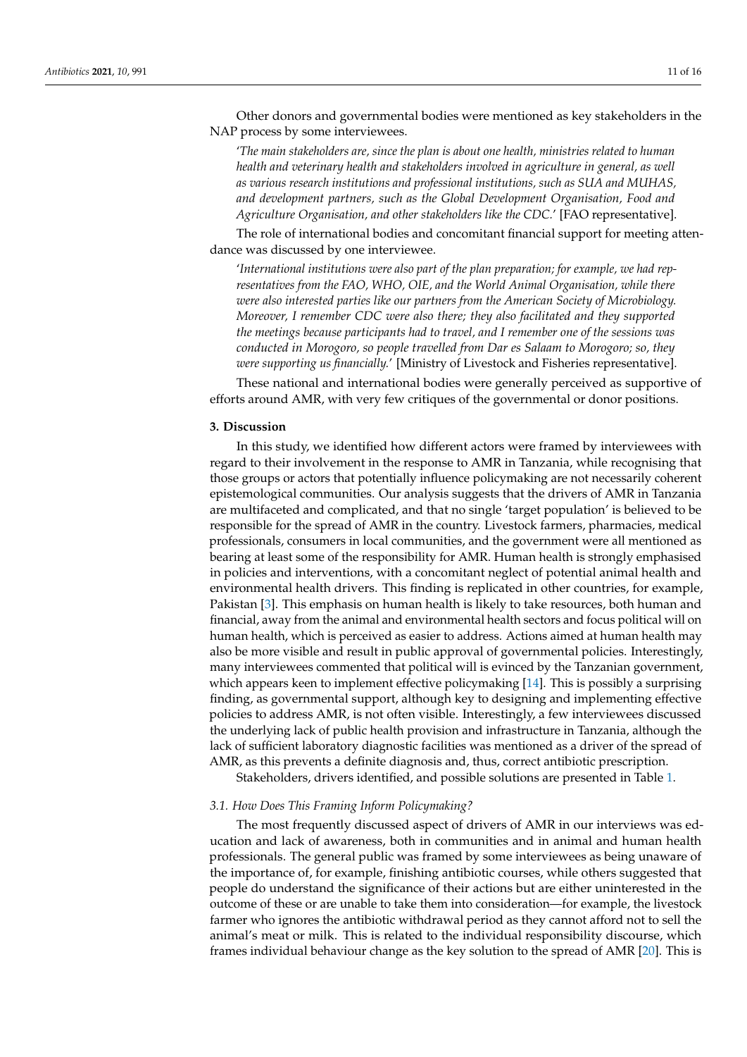Other donors and governmental bodies were mentioned as key stakeholders in the NAP process by some interviewees.

'*The main stakeholders are, since the plan is about one health, ministries related to human health and veterinary health and stakeholders involved in agriculture in general, as well as various research institutions and professional institutions, such as SUA and MUHAS, and development partners, such as the Global Development Organisation, Food and Agriculture Organisation, and other stakeholders like the CDC.*' [FAO representative].

The role of international bodies and concomitant financial support for meeting attendance was discussed by one interviewee.

'*International institutions were also part of the plan preparation; for example, we had representatives from the FAO, WHO, OIE, and the World Animal Organisation, while there were also interested parties like our partners from the American Society of Microbiology. Moreover, I remember CDC were also there; they also facilitated and they supported the meetings because participants had to travel, and I remember one of the sessions was conducted in Morogoro, so people travelled from Dar es Salaam to Morogoro; so, they were supporting us financially.*' [Ministry of Livestock and Fisheries representative].

These national and international bodies were generally perceived as supportive of efforts around AMR, with very few critiques of the governmental or donor positions.

## 3. Discussion

In this study, we identified how different actors were framed by interviewees with regard to their involvement in the response to AMR in Tanzania, while recognising that those groups or actors that potentially influence policymaking are not necessarily coherent epistemological communities. Our analysis suggests that the drivers of AMR in Tanzania are multifaceted and complicated, and that no single 'target population' is believed to be responsible for the spread of AMR in the country. Livestock farmers, pharmacies, medical professionals, consumers in local communities, and the government were all mentioned as bearing at least some of the responsibility for AMR. Human health is strongly emphasised in policies and interventions, with a concomitant neglect of potential animal health and environmental health drivers. This finding is replicated in other countries, for example, Pakistan [3]. This emphasis on human health is likely to take resources, both human and financial, away from the animal and environmental health sectors and focus political will on human health, which is perceived as easier to address. Actions aimed at human health may also be more visible and result in public approval of governmental policies. Interestingly, many interviewees commented that political will is evinced by the Tanzanian government, which appears keen to implement effective policymaking [14]. This is possibly a surprising finding, as governmental support, although key to designing and implementing effective policies to address AMR, is not often visible. Interestingly, a few interviewees discussed the underlying lack of public health provision and infrastructure in Tanzania, although the lack of sufficient laboratory diagnostic facilities was mentioned as a driver of the spread of AMR, as this prevents a definite diagnosis and, thus, correct antibiotic prescription.

Stakeholders, drivers identified, and possible solutions are presented in Table 1.

### 3.1. How Does This Framing Inform Policymaking?

The most frequently discussed aspect of drivers of AMR in our interviews was education and lack of awareness, both in communities and in animal and human health professionals. The general public was framed by some interviewees as being unaware of the importance of, for example, finishing antibiotic courses, while others suggested that people do understand the significance of their actions but are either uninterested in the outcome of these or are unable to take them into consideration—for example, the livestock farmer who ignores the antibiotic withdrawal period as they cannot afford not to sell the animal's meat or milk. This is related to the individual responsibility discourse, which frames individual behaviour change as the key solution to the spread of AMR [20]. This is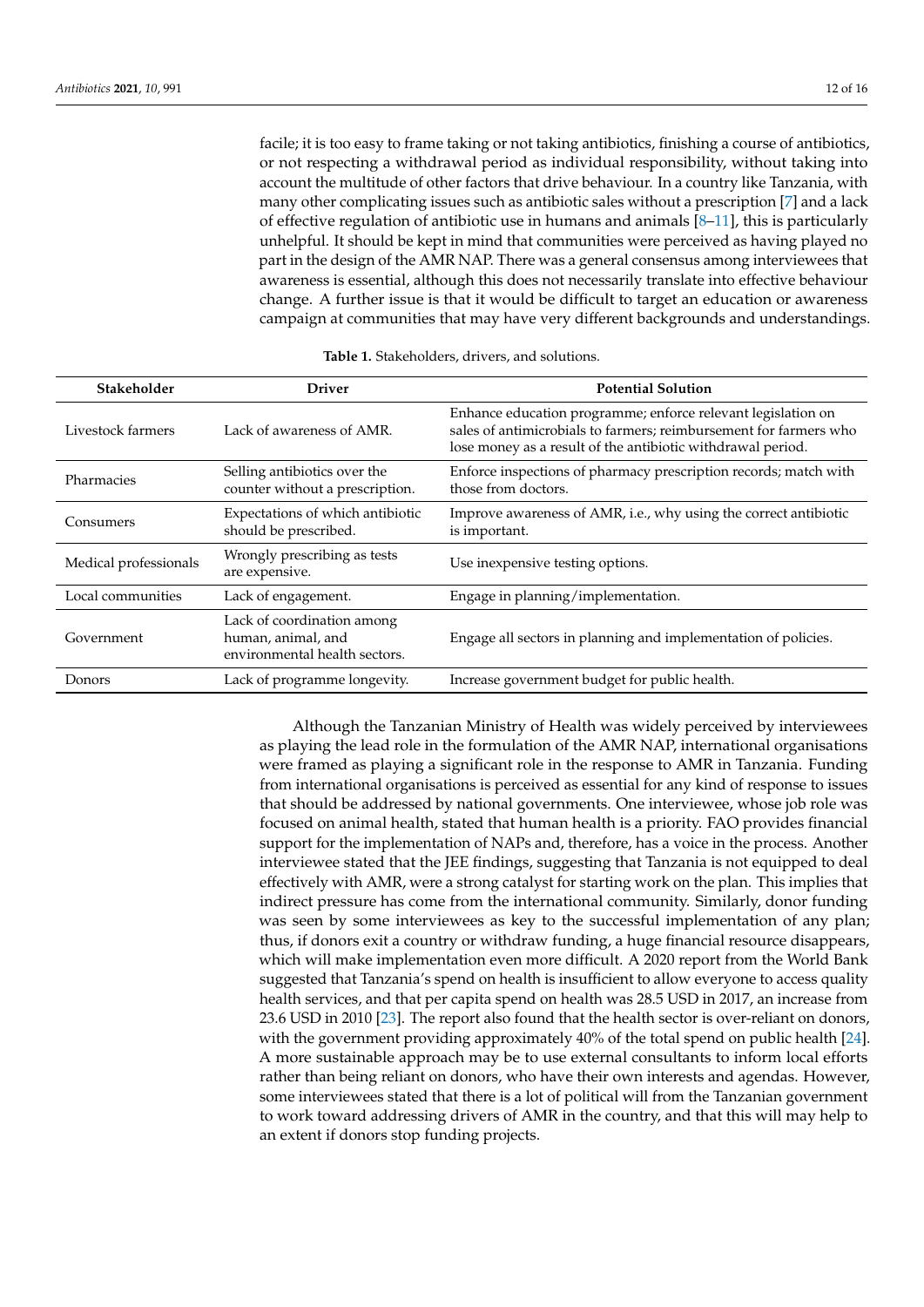facile; it is too easy to frame taking or not taking antibiotics, finishing a course of antibiotics, or not respecting a withdrawal period as individual responsibility, without taking into account the multitude of other factors that drive behaviour. In a country like Tanzania, with many other complicating issues such as antibiotic sales without a prescription [7] and a lack of effective regulation of antibiotic use in humans and animals [8–11], this is particularly unhelpful. It should be kept in mind that communities were perceived as having played no part in the design of the AMR NAP. There was a general consensus among interviewees that awareness is essential, although this does not necessarily translate into effective behaviour change. A further issue is that it would be difficult to target an education or awareness campaign at communities that may have very different backgrounds and understandings.

**Table 1.** Stakeholders, drivers, and solutions.

| Stakeholder | Driver | Potential Solution |
| --- | --- | --- |
| Livestock farmers | Lack of awareness of AMR. | Enhance education programme; enforce relevant legislation on sales of antimicrobials to farmers; reimbursement for farmers who lose money as a result of the antibiotic withdrawal period. |
| Pharmacies | Selling antibiotics over the counter without a prescription. | Enforce inspections of pharmacy prescription records; match with those from doctors. |
| Consumers | Expectations of which antibiotic should be prescribed. | Improve awareness of AMR, i.e., why using the correct antibiotic is important. |
| Medical professionals | Wrongly prescribing as tests are expensive. | Use inexpensive testing options. |
| Local communities | Lack of engagement. | Engage in planning/implementation. |
| Government | Lack of coordination among human, animal, and environmental health sectors. | Engage all sectors in planning and implementation of policies. |
| Donors | Lack of programme longevity. | Increase government budget for public health. |

Although the Tanzanian Ministry of Health was widely perceived by interviewees as playing the lead role in the formulation of the AMR NAP, international organisations were framed as playing a significant role in the response to AMR in Tanzania. Funding from international organisations is perceived as essential for any kind of response to issues that should be addressed by national governments. One interviewee, whose job role was focused on animal health, stated that human health is a priority. FAO provides financial support for the implementation of NAPs and, therefore, has a voice in the process. Another interviewee stated that the JEE findings, suggesting that Tanzania is not equipped to deal effectively with AMR, were a strong catalyst for starting work on the plan. This implies that indirect pressure has come from the international community. Similarly, donor funding was seen by some interviewees as key to the successful implementation of any plan; thus, if donors exit a country or withdraw funding, a huge financial resource disappears, which will make implementation even more difficult. A 2020 report from the World Bank suggested that Tanzania's spend on health is insufficient to allow everyone to access quality health services, and that per capita spend on health was 28.5 USD in 2017, an increase from 23.6 USD in 2010 [23]. The report also found that the health sector is over-reliant on donors, with the government providing approximately 40% of the total spend on public health [24]. A more sustainable approach may be to use external consultants to inform local efforts rather than being reliant on donors, who have their own interests and agendas. However, some interviewees stated that there is a lot of political will from the Tanzanian government to work toward addressing drivers of AMR in the country, and that this will may help to an extent if donors stop funding projects.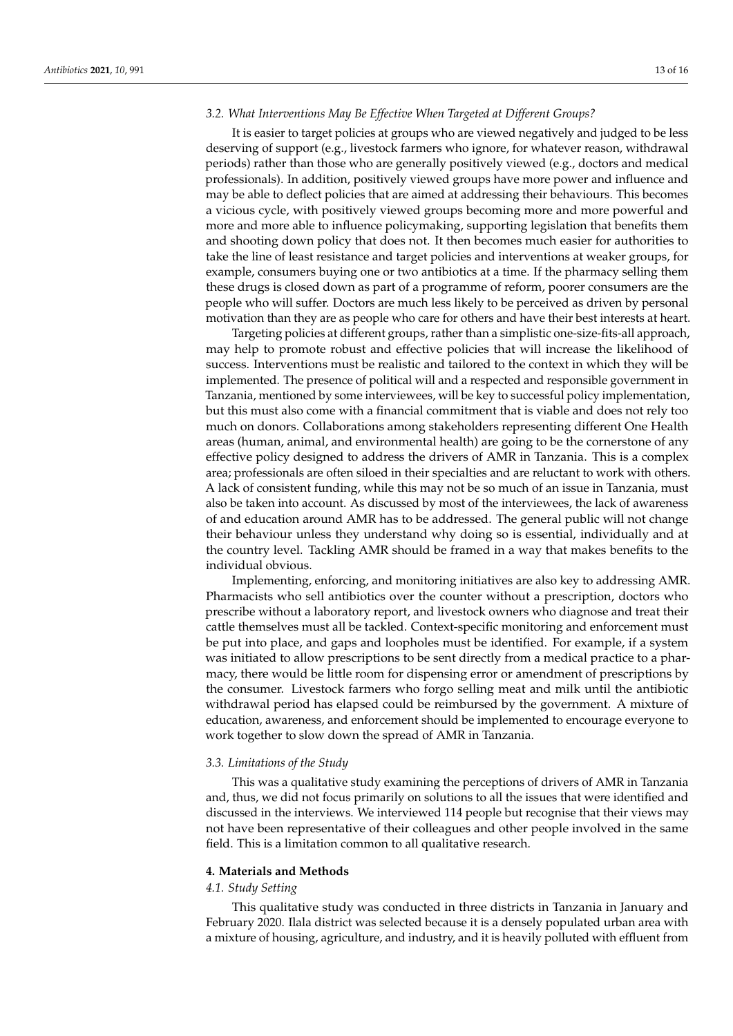### 3.2. What Interventions May Be Effective When Targeted at Different Groups?

It is easier to target policies at groups who are viewed negatively and judged to be less deserving of support (e.g., livestock farmers who ignore, for whatever reason, withdrawal periods) rather than those who are generally positively viewed (e.g., doctors and medical professionals). In addition, positively viewed groups have more power and influence and may be able to deflect policies that are aimed at addressing their behaviours. This becomes a vicious cycle, with positively viewed groups becoming more and more powerful and more and more able to influence policymaking, supporting legislation that benefits them and shooting down policy that does not. It then becomes much easier for authorities to take the line of least resistance and target policies and interventions at weaker groups, for example, consumers buying one or two antibiotics at a time. If the pharmacy selling them these drugs is closed down as part of a programme of reform, poorer consumers are the people who will suffer. Doctors are much less likely to be perceived as driven by personal motivation than they are as people who care for others and have their best interests at heart.

Targeting policies at different groups, rather than a simplistic one-size-fits-all approach, may help to promote robust and effective policies that will increase the likelihood of success. Interventions must be realistic and tailored to the context in which they will be implemented. The presence of political will and a respected and responsible government in Tanzania, mentioned by some interviewees, will be key to successful policy implementation, but this must also come with a financial commitment that is viable and does not rely too much on donors. Collaborations among stakeholders representing different One Health areas (human, animal, and environmental health) are going to be the cornerstone of any effective policy designed to address the drivers of AMR in Tanzania. This is a complex area; professionals are often siloed in their specialties and are reluctant to work with others. A lack of consistent funding, while this may not be so much of an issue in Tanzania, must also be taken into account. As discussed by most of the interviewees, the lack of awareness of and education around AMR has to be addressed. The general public will not change their behaviour unless they understand why doing so is essential, individually and at the country level. Tackling AMR should be framed in a way that makes benefits to the individual obvious.

Implementing, enforcing, and monitoring initiatives are also key to addressing AMR. Pharmacists who sell antibiotics over the counter without a prescription, doctors who prescribe without a laboratory report, and livestock owners who diagnose and treat their cattle themselves must all be tackled. Context-specific monitoring and enforcement must be put into place, and gaps and loopholes must be identified. For example, if a system was initiated to allow prescriptions to be sent directly from a medical practice to a pharmacy, there would be little room for dispensing error or amendment of prescriptions by the consumer. Livestock farmers who forgo selling meat and milk until the antibiotic withdrawal period has elapsed could be reimbursed by the government. A mixture of education, awareness, and enforcement should be implemented to encourage everyone to work together to slow down the spread of AMR in Tanzania.

### 3.3. Limitations of the Study

This was a qualitative study examining the perceptions of drivers of AMR in Tanzania and, thus, we did not focus primarily on solutions to all the issues that were identified and discussed in the interviews. We interviewed 114 people but recognise that their views may not have been representative of their colleagues and other people involved in the same field. This is a limitation common to all qualitative research.

## 4. Materials and Methods

### 4.1. Study Setting

This qualitative study was conducted in three districts in Tanzania in January and February 2020. Ilala district was selected because it is a densely populated urban area with a mixture of housing, agriculture, and industry, and it is heavily polluted with effluent from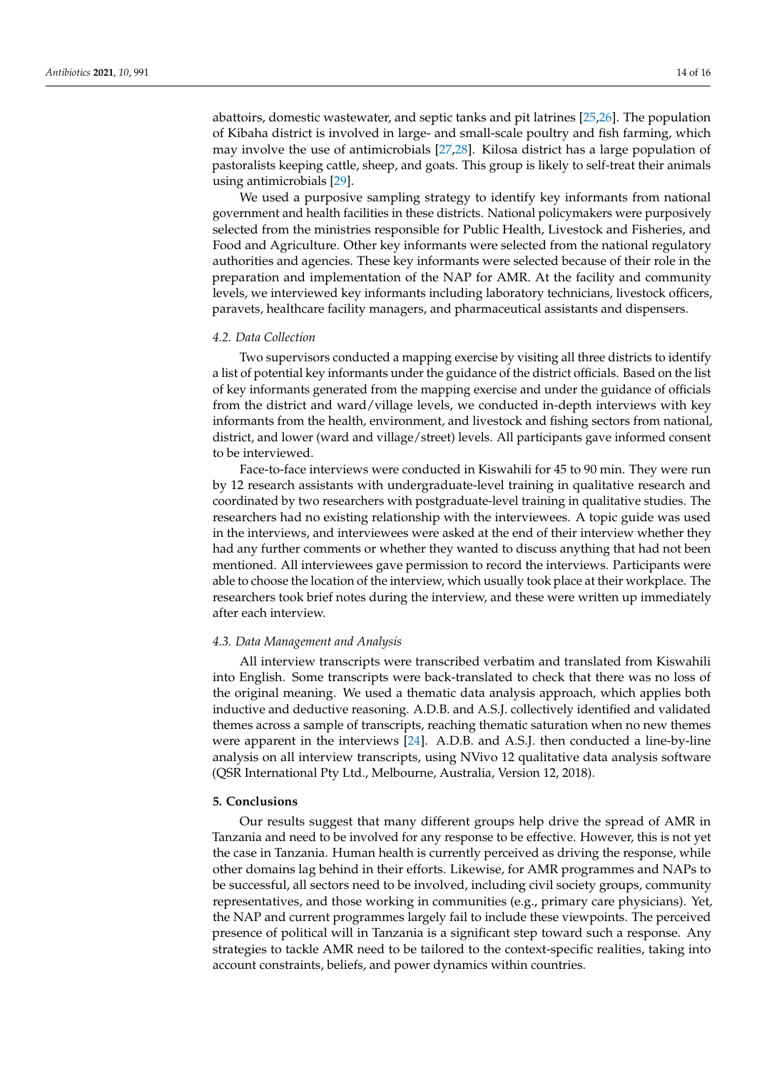abattoirs, domestic wastewater, and septic tanks and pit latrines [25,26]. The population of Kibaha district is involved in large- and small-scale poultry and fish farming, which may involve the use of antimicrobials [27,28]. Kilosa district has a large population of pastoralists keeping cattle, sheep, and goats. This group is likely to self-treat their animals using antimicrobials [29].

We used a purposive sampling strategy to identify key informants from national government and health facilities in these districts. National policymakers were purposively selected from the ministries responsible for Public Health, Livestock and Fisheries, and Food and Agriculture. Other key informants were selected from the national regulatory authorities and agencies. These key informants were selected because of their role in the preparation and implementation of the NAP for AMR. At the facility and community levels, we interviewed key informants including laboratory technicians, livestock officers, paravets, healthcare facility managers, and pharmaceutical assistants and dispensers.

### 4.2. Data Collection

Two supervisors conducted a mapping exercise by visiting all three districts to identify a list of potential key informants under the guidance of the district officials. Based on the list of key informants generated from the mapping exercise and under the guidance of officials from the district and ward/village levels, we conducted in-depth interviews with key informants from the health, environment, and livestock and fishing sectors from national, district, and lower (ward and village/street) levels. All participants gave informed consent to be interviewed.

Face-to-face interviews were conducted in Kiswahili for 45 to 90 min. They were run by 12 research assistants with undergraduate-level training in qualitative research and coordinated by two researchers with postgraduate-level training in qualitative studies. The researchers had no existing relationship with the interviewees. A topic guide was used in the interviews, and interviewees were asked at the end of their interview whether they had any further comments or whether they wanted to discuss anything that had not been mentioned. All interviewees gave permission to record the interviews. Participants were able to choose the location of the interview, which usually took place at their workplace. The researchers took brief notes during the interview, and these were written up immediately after each interview.

### 4.3. Data Management and Analysis

All interview transcripts were transcribed verbatim and translated from Kiswahili into English. Some transcripts were back-translated to check that there was no loss of the original meaning. We used a thematic data analysis approach, which applies both inductive and deductive reasoning. A.D.B. and A.S.J. collectively identified and validated themes across a sample of transcripts, reaching thematic saturation when no new themes were apparent in the interviews [24]. A.D.B. and A.S.J. then conducted a line-by-line analysis on all interview transcripts, using NVivo 12 qualitative data analysis software (QSR International Pty Ltd., Melbourne, Australia, Version 12, 2018).

## 5. Conclusions

Our results suggest that many different groups help drive the spread of AMR in Tanzania and need to be involved for any response to be effective. However, this is not yet the case in Tanzania. Human health is currently perceived as driving the response, while other domains lag behind in their efforts. Likewise, for AMR programmes and NAPs to be successful, all sectors need to be involved, including civil society groups, community representatives, and those working in communities (e.g., primary care physicians). Yet, the NAP and current programmes largely fail to include these viewpoints. The perceived presence of political will in Tanzania is a significant step toward such a response. Any strategies to tackle AMR need to be tailored to the context-specific realities, taking into account constraints, beliefs, and power dynamics within countries.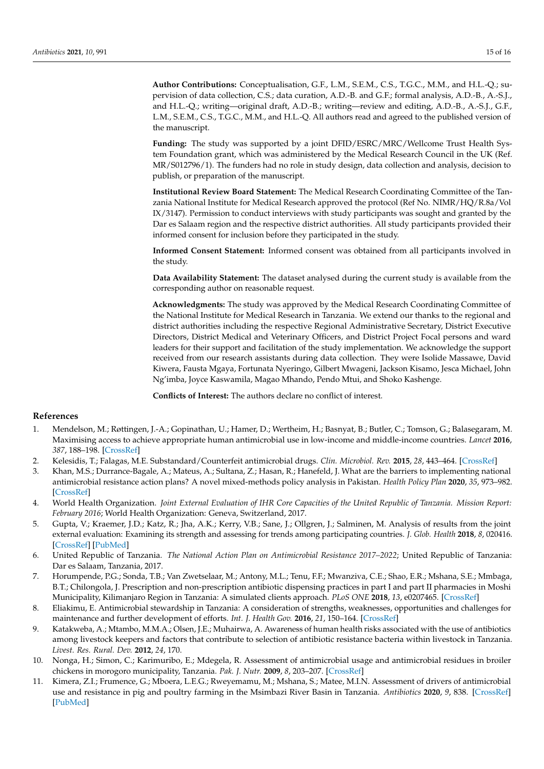**Author Contributions:** Conceptualisation, G.F., L.M., S.E.M., C.S., T.G.C., M.M., and H.L.-Q.; supervision of data collection, C.S.; data curation, A.D.-B. and G.F.; formal analysis, A.D.-B., A.-S.J., and H.L.-Q.; writing—original draft, A.D.-B.; writing—review and editing, A.D.-B., A.-S.J., G.F., L.M., S.E.M., C.S., T.G.C., M.M., and H.L.-Q. All authors read and agreed to the published version of the manuscript.

**Funding:** The study was supported by a joint DFID/ESRC/MRC/Wellcome Trust Health System Foundation grant, which was administered by the Medical Research Council in the UK (Ref. MR/S012796/1). The funders had no role in study design, data collection and analysis, decision to publish, or preparation of the manuscript.

**Institutional Review Board Statement:** The Medical Research Coordinating Committee of the Tanzania National Institute for Medical Research approved the protocol (Ref No. NIMR/HQ/R.8a/Vol IX/3147). Permission to conduct interviews with study participants was sought and granted by the Dar es Salaam region and the respective district authorities. All study participants provided their informed consent for inclusion before they participated in the study.

**Informed Consent Statement:** Informed consent was obtained from all participants involved in the study.

**Data Availability Statement:** The dataset analysed during the current study is available from the corresponding author on reasonable request.

**Acknowledgments:** The study was approved by the Medical Research Coordinating Committee of the National Institute for Medical Research in Tanzania. We extend our thanks to the regional and district authorities including the respective Regional Administrative Secretary, District Executive Directors, District Medical and Veterinary Officers, and District Project Focal persons and ward leaders for their support and facilitation of the study implementation. We acknowledge the support received from our research assistants during data collection. They were Isolide Massawe, David Kiwera, Fausta Mgaya, Fortunata Nyeringo, Gilbert Mwageni, Jackson Kisamo, Jesca Michael, John Ng'imba, Joyce Kaswamila, Magao Mhando, Pendo Mtui, and Shoko Kashenge.

**Conflicts of Interest:** The authors declare no conflict of interest.

## References

1. Mendelson, M.; Røttingen, J.-A.; Gopinathan, U.; Hamer, D.; Wertheim, H.; Basnyat, B.; Butler, C.; Tomson, G.; Balasegaram, M. Maximising access to achieve appropriate human antimicrobial use in low-income and middle-income countries. *Lancet* **2016**, *387*, 188–198. [CrossRef]
2. Kelesidis, T.; Falagas, M.E. Substandard/Counterfeit antimicrobial drugs. *Clin. Microbiol. Rev.* **2015**, *28*, 443–464. [CrossRef]
3. Khan, M.S.; Durrance-Bagale, A.; Mateus, A.; Sultana, Z.; Hasan, R.; Hanefeld, J. What are the barriers to implementing national antimicrobial resistance action plans? A novel mixed-methods policy analysis in Pakistan. *Health Policy Plan* **2020**, *35*, 973–982. [CrossRef]
4. World Health Organization. *Joint External Evaluation of IHR Core Capacities of the United Republic of Tanzania. Mission Report: February 2016*; World Health Organization: Geneva, Switzerland, 2017.
5. Gupta, V.; Kraemer, J.D.; Katz, R.; Jha, A.K.; Kerry, V.B.; Sane, J.; Ollgren, J.; Salminen, M. Analysis of results from the joint external evaluation: Examining its strength and assessing for trends among participating countries. *J. Glob. Health* **2018**, *8*, 020416. [CrossRef] [PubMed]
6. United Republic of Tanzania. *The National Action Plan on Antimicrobial Resistance 2017–2022*; United Republic of Tanzania: Dar es Salaam, Tanzania, 2017.
7. Horumpende, P.G.; Sonda, T.B.; Van Zwetselaar, M.; Antony, M.L.; Tenu, F.F.; Mwanziva, C.E.; Shao, E.R.; Mshana, S.E.; Mmbaga, B.T.; Chilongola, J. Prescription and non-prescription antibiotic dispensing practices in part I and part II pharmacies in Moshi Municipality, Kilimanjaro Region in Tanzania: A simulated clients approach. *PLoS ONE* **2018**, *13*, e0207465. [CrossRef]
8. Eliakimu, E. Antimicrobial stewardship in Tanzania: A consideration of strengths, weaknesses, opportunities and challenges for maintenance and further development of efforts. *Int. J. Health Gov.* **2016**, *21*, 150–164. [CrossRef]
9. Katakweba, A.; Mtambo, M.M.A.; Olsen, J.E.; Muhairwa, A. Awareness of human health risks associated with the use of antibiotics among livestock keepers and factors that contribute to selection of antibiotic resistance bacteria within livestock in Tanzania. *Livest. Res. Rural. Dev.* **2012**, *24*, 170.
10. Nonga, H.; Simon, C.; Karimuribo, E.; Mdegela, R. Assessment of antimicrobial usage and antimicrobial residues in broiler chickens in morogoro municipality, Tanzania. *Pak. J. Nutr.* **2009**, *8*, 203–207. [CrossRef]
11. Kimera, Z.I.; Frumence, G.; Mboera, L.E.G.; Rweyemamu, M.; Mshana, S.; Matee, M.I.N. Assessment of drivers of antimicrobial use and resistance in pig and poultry farming in the Msimbazi River Basin in Tanzania. *Antibiotics* **2020**, *9*, 838. [CrossRef] [PubMed]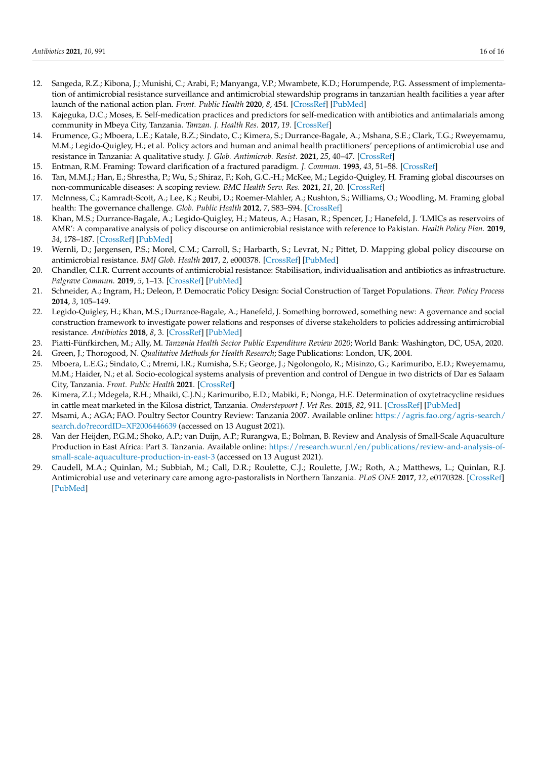12. Sangeda, R.Z.; Kibona, J.; Munishi, C.; Arabi, F.; Manyanga, V.P.; Mwambete, K.D.; Horumpende, P.G. Assessment of implementation of antimicrobial resistance surveillance and antimicrobial stewardship programs in tanzanian health facilities a year after launch of the national action plan. *Front. Public Health* **2020**, *8*, 454. [CrossRef] [PubMed]
13. Kajeguka, D.C.; Moses, E. Self-medication practices and predictors for self-medication with antibiotics and antimalarials among community in Mbeya City, Tanzania. *Tanzan. J. Health Res.* **2017**, *19*. [CrossRef]
14. Frumence, G.; Mboera, L.E.; Katale, B.Z.; Sindato, C.; Kimera, S.; Durrance-Bagale, A.; Mshana, S.E.; Clark, T.G.; Rweyemamu, M.M.; Legido-Quigley, H.; et al. Policy actors and human and animal health practitioners' perceptions of antimicrobial use and resistance in Tanzania: A qualitative study. *J. Glob. Antimicrob. Resist.* **2021**, *25*, 40–47. [CrossRef]
15. Entman, R.M. Framing: Toward clarification of a fractured paradigm. *J. Commun.* **1993**, *43*, 51–58. [CrossRef]
16. Tan, M.M.J.; Han, E.; Shrestha, P.; Wu, S.; Shiraz, F.; Koh, G.C.-H.; McKee, M.; Legido-Quigley, H. Framing global discourses on non-communicable diseases: A scoping review. *BMC Health Serv. Res.* **2021**, *21*, 20. [CrossRef]
17. McInness, C.; Kamradt-Scott, A.; Lee, K.; Reubi, D.; Roemer-Mahler, A.; Rushton, S.; Williams, O.; Woodling, M. Framing global health: The governance challenge. *Glob. Public Health* **2012**, *7*, S83–S94. [CrossRef]
18. Khan, M.S.; Durrance-Bagale, A.; Legido-Quigley, H.; Mateus, A.; Hasan, R.; Spencer, J.; Hanefeld, J. 'LMICs as reservoirs of AMR': A comparative analysis of policy discourse on antimicrobial resistance with reference to Pakistan. *Health Policy Plan.* **2019**, *34*, 178–187. [CrossRef] [PubMed]
19. Wernli, D.; Jørgensen, P.S.; Morel, C.M.; Carroll, S.; Harbarth, S.; Levrat, N.; Pittet, D. Mapping global policy discourse on antimicrobial resistance. *BMJ Glob. Health* **2017**, *2*, e000378. [CrossRef] [PubMed]
20. Chandler, C.I.R. Current accounts of antimicrobial resistance: Stabilisation, individualisation and antibiotics as infrastructure. *Palgrave Commun.* **2019**, *5*, 1–13. [CrossRef] [PubMed]
21. Schneider, A.; Ingram, H.; Deleon, P. Democratic Policy Design: Social Construction of Target Populations. *Theor. Policy Process* **2014**, *3*, 105–149.
22. Legido-Quigley, H.; Khan, M.S.; Durrance-Bagale, A.; Hanefeld, J. Something borrowed, something new: A governance and social construction framework to investigate power relations and responses of diverse stakeholders to policies addressing antimicrobial resistance. *Antibiotics* **2018**, *8*, 3. [CrossRef] [PubMed]
23. Piatti-Fünfkirchen, M.; Ally, M. *Tanzania Health Sector Public Expenditure Review 2020*; World Bank: Washington, DC, USA, 2020.
24. Green, J.; Thorogood, N. *Qualitative Methods for Health Research*; Sage Publications: London, UK, 2004.
25. Mboera, L.E.G.; Sindato, C.; Mremi, I.R.; Rumisha, S.F.; George, J.; Ngolongolo, R.; Misinzo, G.; Karimuribo, E.D.; Rweyemamu, M.M.; Haider, N.; et al. Socio-ecological systems analysis of prevention and control of Dengue in two districts of Dar es Salaam City, Tanzania. *Front. Public Health* **2021**. [CrossRef]
26. Kimera, Z.I.; Mdegela, R.H.; Mhaiki, C.J.N.; Karimuribo, E.D.; Mabiki, F.; Nonga, H.E. Determination of oxytetracycline residues in cattle meat marketed in the Kilosa district, Tanzania. *Onderstepoort J. Vet Res.* **2015**, *82*, 911. [CrossRef] [PubMed]
27. Msami, A.; AGA; FAO. Poultry Sector Country Review: Tanzania 2007. Available online: https://agris.fao.org/agris-search/search.do?recordID=XF2006446639 (accessed on 13 August 2021).
28. Van der Heijden, P.G.M.; Shoko, A.P.; van Duijn, A.P.; Rurangwa, E.; Bolman, B. Review and Analysis of Small-Scale Aquaculture Production in East Africa: Part 3. Tanzania. Available online: https://research.wur.nl/en/publications/review-and-analysis-of-small-scale-aquaculture-production-in-east-3 (accessed on 13 August 2021).
29. Caudell, M.A.; Quinlan, M.; Subbiah, M.; Call, D.R.; Roulette, C.J.; Roulette, J.W.; Roth, A.; Matthews, L.; Quinlan, R.J. Antimicrobial use and veterinary care among agro-pastoralists in Northern Tanzania. *PLoS ONE* **2017**, *12*, e0170328. [CrossRef] [PubMed]